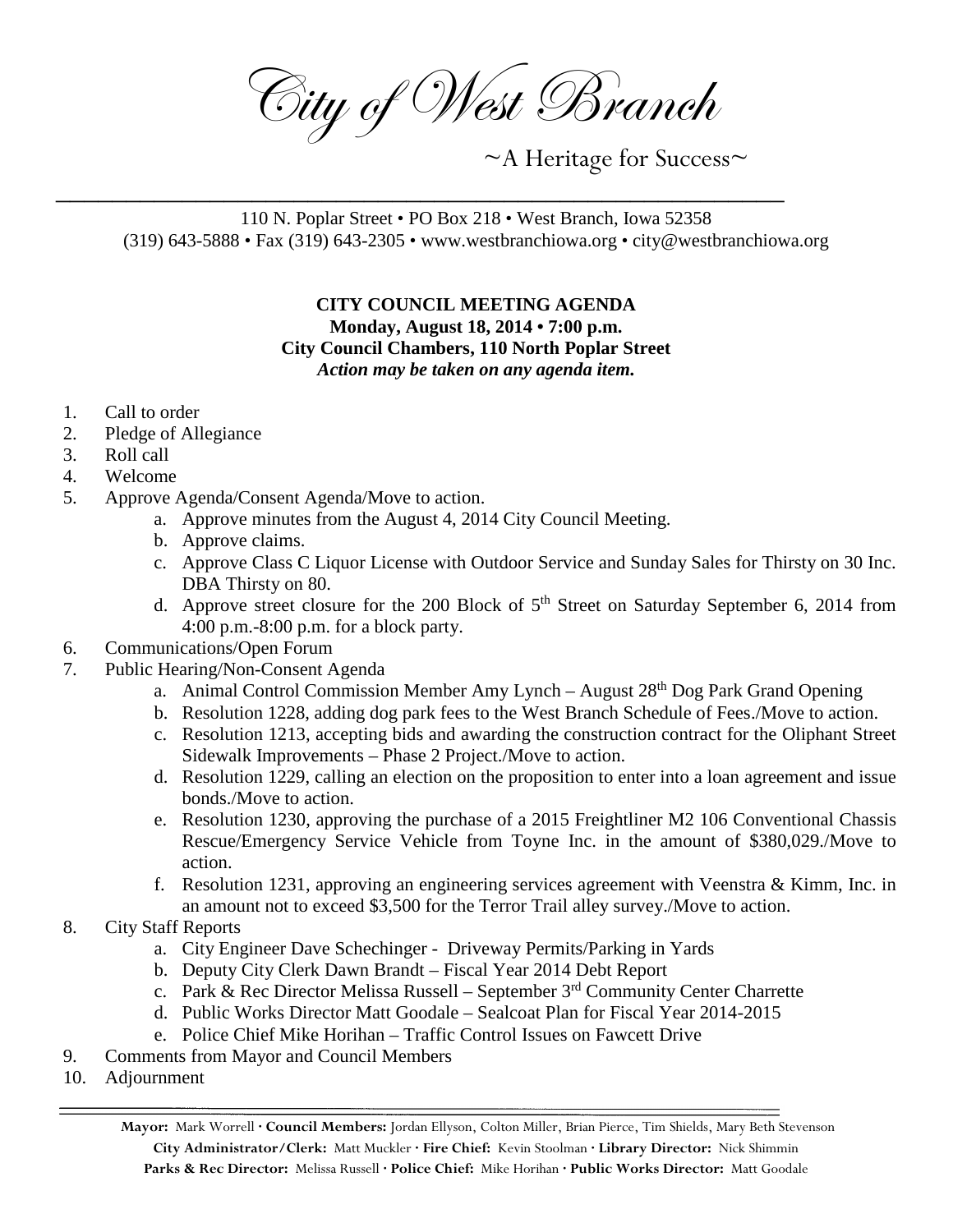# City of West Branch

~A Heritage for Success~

110 N. Poplar Street • PO Box 218 • West Branch, Iowa 52358
(319) 643-5888 • Fax (319) 643-2305 • www.westbranchiowa.org • city@westbranchiowa.org

**CITY COUNCIL MEETING AGENDA**
**Monday, August 18, 2014 • 7:00 p.m.**
**City Council Chambers, 110 North Poplar Street**
***Action may be taken on any agenda item.***

1. Call to order
2. Pledge of Allegiance
3. Roll call
4. Welcome
5. Approve Agenda/Consent Agenda/Move to action.
   a. Approve minutes from the August 4, 2014 City Council Meeting.
   b. Approve claims.
   c. Approve Class C Liquor License with Outdoor Service and Sunday Sales for Thirsty on 30 Inc. DBA Thirsty on 80.
   d. Approve street closure for the 200 Block of 5th Street on Saturday September 6, 2014 from 4:00 p.m.-8:00 p.m. for a block party.
6. Communications/Open Forum
7. Public Hearing/Non-Consent Agenda
   a. Animal Control Commission Member Amy Lynch – August 28th Dog Park Grand Opening
   b. Resolution 1228, adding dog park fees to the West Branch Schedule of Fees./Move to action.
   c. Resolution 1213, accepting bids and awarding the construction contract for the Oliphant Street Sidewalk Improvements – Phase 2 Project./Move to action.
   d. Resolution 1229, calling an election on the proposition to enter into a loan agreement and issue bonds./Move to action.
   e. Resolution 1230, approving the purchase of a 2015 Freightliner M2 106 Conventional Chassis Rescue/Emergency Service Vehicle from Toyne Inc. in the amount of $380,029./Move to action.
   f. Resolution 1231, approving an engineering services agreement with Veenstra & Kimm, Inc. in an amount not to exceed $3,500 for the Terror Trail alley survey./Move to action.
8. City Staff Reports
   a. City Engineer Dave Schechinger - Driveway Permits/Parking in Yards
   b. Deputy City Clerk Dawn Brandt – Fiscal Year 2014 Debt Report
   c. Park & Rec Director Melissa Russell – September 3rd Community Center Charrette
   d. Public Works Director Matt Goodale – Sealcoat Plan for Fiscal Year 2014-2015
   e. Police Chief Mike Horihan – Traffic Control Issues on Fawcett Drive
9. Comments from Mayor and Council Members
10. Adjournment

**Mayor:** Mark Worrell · **Council Members:** Jordan Ellyson, Colton Miller, Brian Pierce, Tim Shields, Mary Beth Stevenson
**City Administrator/Clerk:** Matt Muckler · **Fire Chief:** Kevin Stoolman · **Library Director:** Nick Shimmin
**Parks & Rec Director:** Melissa Russell · **Police Chief:** Mike Horihan · **Public Works Director:** Matt Goodale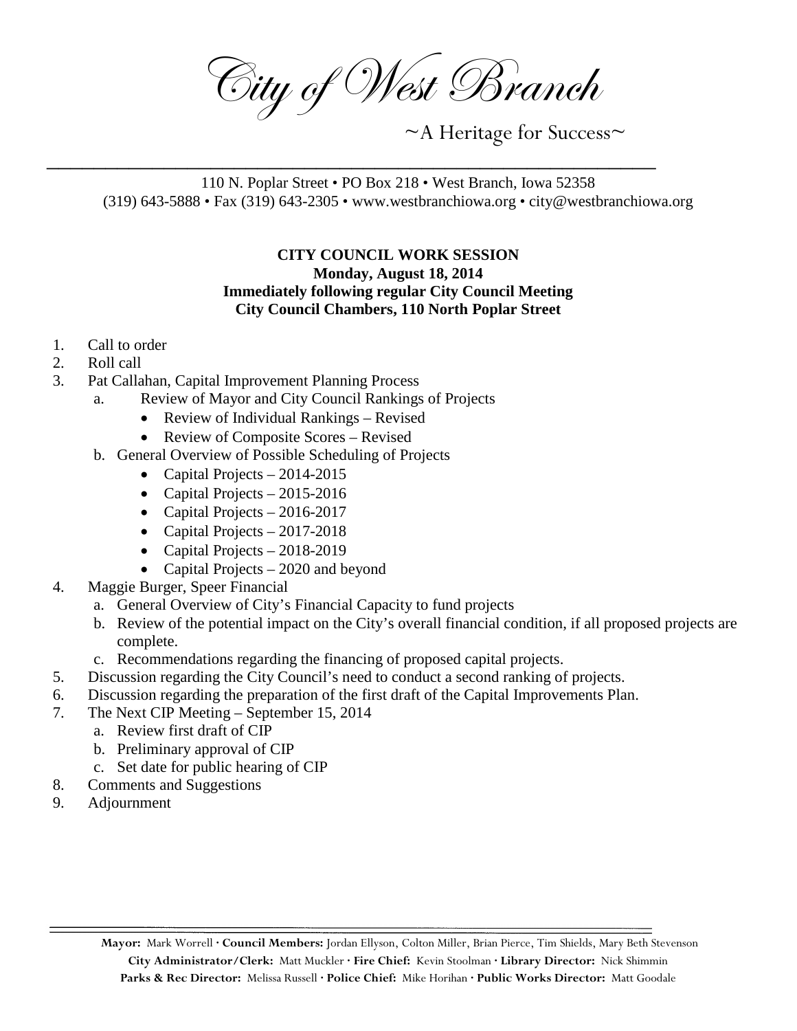# City of West Branch

~A Heritage for Success~

110 N. Poplar Street • PO Box 218 • West Branch, Iowa 52358
(319) 643-5888 • Fax (319) 643-2305 • www.westbranchiowa.org • city@westbranchiowa.org

**CITY COUNCIL WORK SESSION**
**Monday, August 18, 2014**
**Immediately following regular City Council Meeting**
**City Council Chambers, 110 North Poplar Street**

1. Call to order
2. Roll call
3. Pat Callahan, Capital Improvement Planning Process
   a. Review of Mayor and City Council Rankings of Projects
      - Review of Individual Rankings – Revised
      - Review of Composite Scores – Revised
   b. General Overview of Possible Scheduling of Projects
      - Capital Projects – 2014-2015
      - Capital Projects – 2015-2016
      - Capital Projects – 2016-2017
      - Capital Projects – 2017-2018
      - Capital Projects – 2018-2019
      - Capital Projects – 2020 and beyond
4. Maggie Burger, Speer Financial
   a. General Overview of City's Financial Capacity to fund projects
   b. Review of the potential impact on the City's overall financial condition, if all proposed projects are complete.
   c. Recommendations regarding the financing of proposed capital projects.
5. Discussion regarding the City Council's need to conduct a second ranking of projects.
6. Discussion regarding the preparation of the first draft of the Capital Improvements Plan.
7. The Next CIP Meeting – September 15, 2014
   a. Review first draft of CIP
   b. Preliminary approval of CIP
   c. Set date for public hearing of CIP
8. Comments and Suggestions
9. Adjournment

**Mayor:** Mark Worrell · **Council Members:** Jordan Ellyson, Colton Miller, Brian Pierce, Tim Shields, Mary Beth Stevenson
**City Administrator/Clerk:** Matt Muckler · **Fire Chief:** Kevin Stoolman · **Library Director:** Nick Shimmin
**Parks & Rec Director:** Melissa Russell · **Police Chief:** Mike Horihan · **Public Works Director:** Matt Goodale